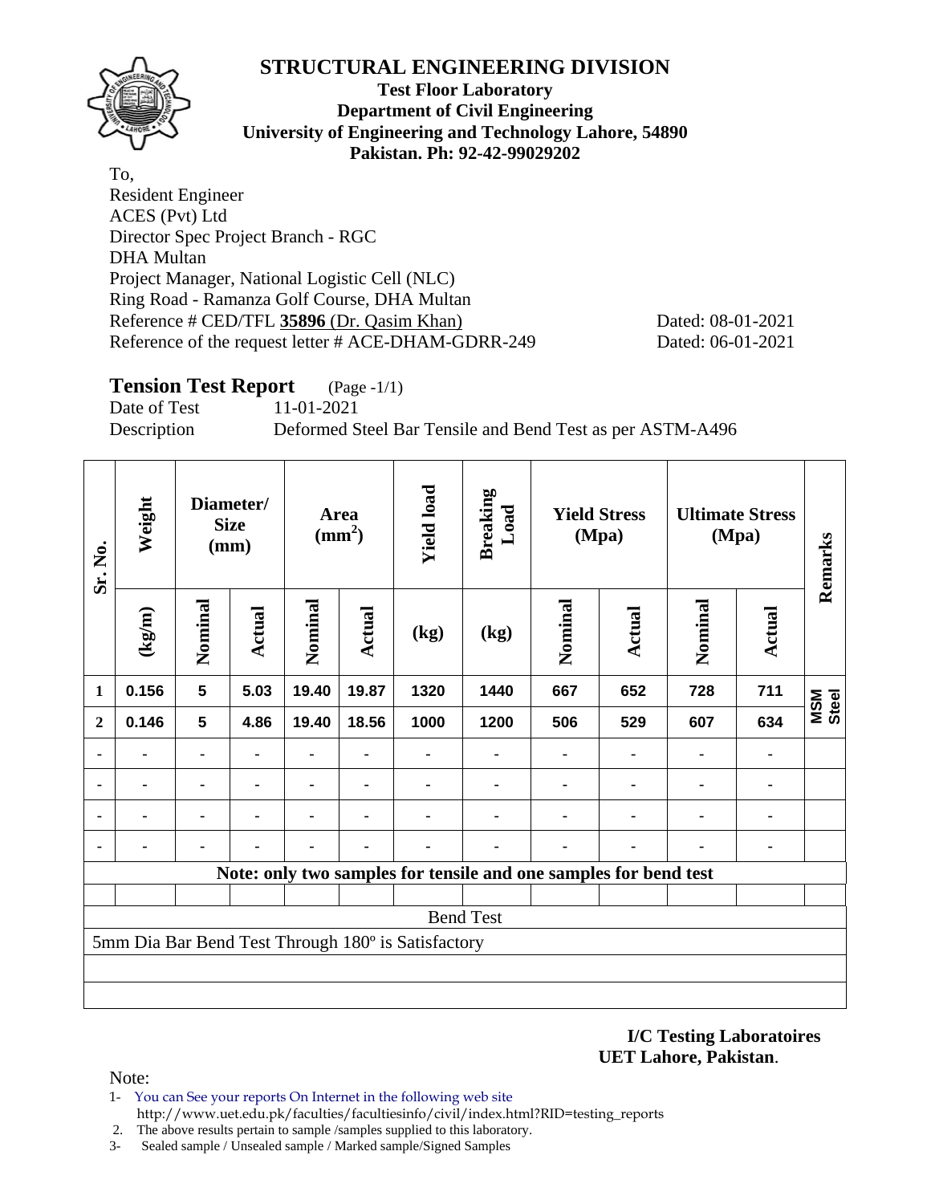# STRUCTURAL ENGINEERING DIVISION

**Test Floor Laboratory**
**Department of Civil Engineering**
**University of Engineering and Technology Lahore, 54890**
**Pakistan. Ph: 92-42-99029202**

To,
Resident Engineer
ACES (Pvt) Ltd
Director Spec Project Branch - RGC
DHA Multan
Project Manager, National Logistic Cell (NLC)
Ring Road - Ramanza Golf Course, DHA Multan
Reference # CED/TFL **35896** (Dr. Qasim Khan) Dated: 08-01-2021
Reference of the request letter # ACE-DHAM-GDRR-249 Dated: 06-01-2021

## Tension Test Report (Page -1/1)

Date of Test 11-01-2021
Description Deformed Steel Bar Tensile and Bend Test as per ASTM-A496

| Sr. No. | Weight | Diameter/ Size (mm) | | Area ($mm^2$) | | Yield load | Breaking Load | Yield Stress (Mpa) | | Ultimate Stress (Mpa) | | Remarks |
|---|---|---|---|---|---|---|---|---|---|---|---|---|
| | (kg/m) | Nominal | Actual | Nominal | Actual | (kg) | (kg) | Nominal | Actual | Nominal | Actual | |
| 1 | 0.156 | 5 | 5.03 | 19.40 | 19.87 | 1320 | 1440 | 667 | 652 | 728 | 711 | MSM Steel |
| 2 | 0.146 | 5 | 4.86 | 19.40 | 18.56 | 1000 | 1200 | 506 | 529 | 607 | 634 | |
| - | - | - | - | - | - | - | - | - | - | - | - | |
| - | - | - | - | - | - | - | - | - | - | - | - | |
| - | - | - | - | - | - | - | - | - | - | - | - | |
| - | - | - | - | - | - | - | - | - | - | - | - | |
| Note: only two samples for tensile and one samples for bend test | | | | | | | | | | | | |
| Bend Test | | | | | | | | | | | | |
| 5mm Dia Bar Bend Test Through 180º is Satisfactory | | | | | | | | | | | | |

**I/C Testing Laboratoires**
**UET Lahore, Pakistan**.

Note:

1- You can See your reports On Internet in the following web site
http://www.uet.edu.pk/faculties/facultiesinfo/civil/index.html?RID=testing_reports
2. The above results pertain to sample /samples supplied to this laboratory.
3- Sealed sample / Unsealed sample / Marked sample/Signed Samples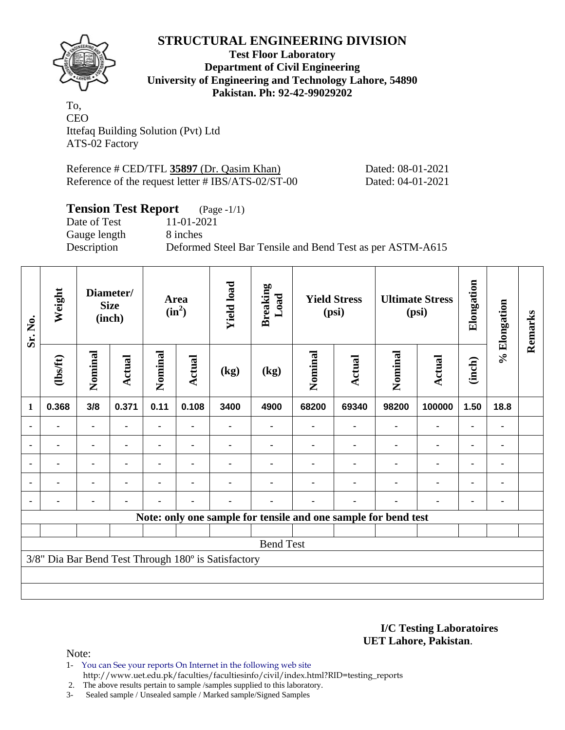# STRUCTURAL ENGINEERING DIVISION

**Test Floor Laboratory**
**Department of Civil Engineering**
**University of Engineering and Technology Lahore, 54890**
**Pakistan. Ph: 92-42-99029202**

To,
CEO
Ittefaq Building Solution (Pvt) Ltd
ATS-02 Factory

Reference # CED/TFL **35897** (Dr. Qasim Khan) Dated: 08-01-2021
Reference of the request letter # IBS/ATS-02/ST-00 Dated: 04-01-2021

## Tension Test Report (Page -1/1)

Date of Test 11-01-2021
Gauge length 8 inches
Description Deformed Steel Bar Tensile and Bend Test as per ASTM-A615

| Sr. No. | Weight | Diameter/ Size (inch) | | Area ($in^2$) | | Yield load | Breaking Load | Yield Stress (psi) | | Ultimate Stress (psi) | | Elongation | % Elongation | Remarks |
|---|---|---|---|---|---|---|---|---|---|---|---|---|---|---|
| | (lbs/ft) | Nominal | Actual | Nominal | Actual | (kg) | (kg) | Nominal | Actual | Nominal | Actual | (inch) | | |
| 1 | 0.368 | 3/8 | 0.371 | 0.11 | 0.108 | 3400 | 4900 | 68200 | 69340 | 98200 | 100000 | 1.50 | 18.8 | |
| - | - | - | - | - | - | - | - | - | - | - | - | - | - | |
| - | - | - | - | - | - | - | - | - | - | - | - | - | - | |
| - | - | - | - | - | - | - | - | - | - | - | - | - | - | |
| - | - | - | - | - | - | - | - | - | - | - | - | - | - | |
| - | - | - | - | - | - | - | - | - | - | - | - | - | - | |
| **Note: only one sample for tensile and one sample for bend test** | | | | | | | | | | | | | | |
| Bend Test | | | | | | | | | | | | | | |
| 3/8" Dia Bar Bend Test Through 180º is Satisfactory | | | | | | | | | | | | | | |

**I/C Testing Laboratoires**
**UET Lahore, Pakistan**.

Note:

1- You can See your reports On Internet in the following web site
http://www.uet.edu.pk/faculties/facultiesinfo/civil/index.html?RID=testing_reports
2. The above results pertain to sample /samples supplied to this laboratory.
3- Sealed sample / Unsealed sample / Marked sample/Signed Samples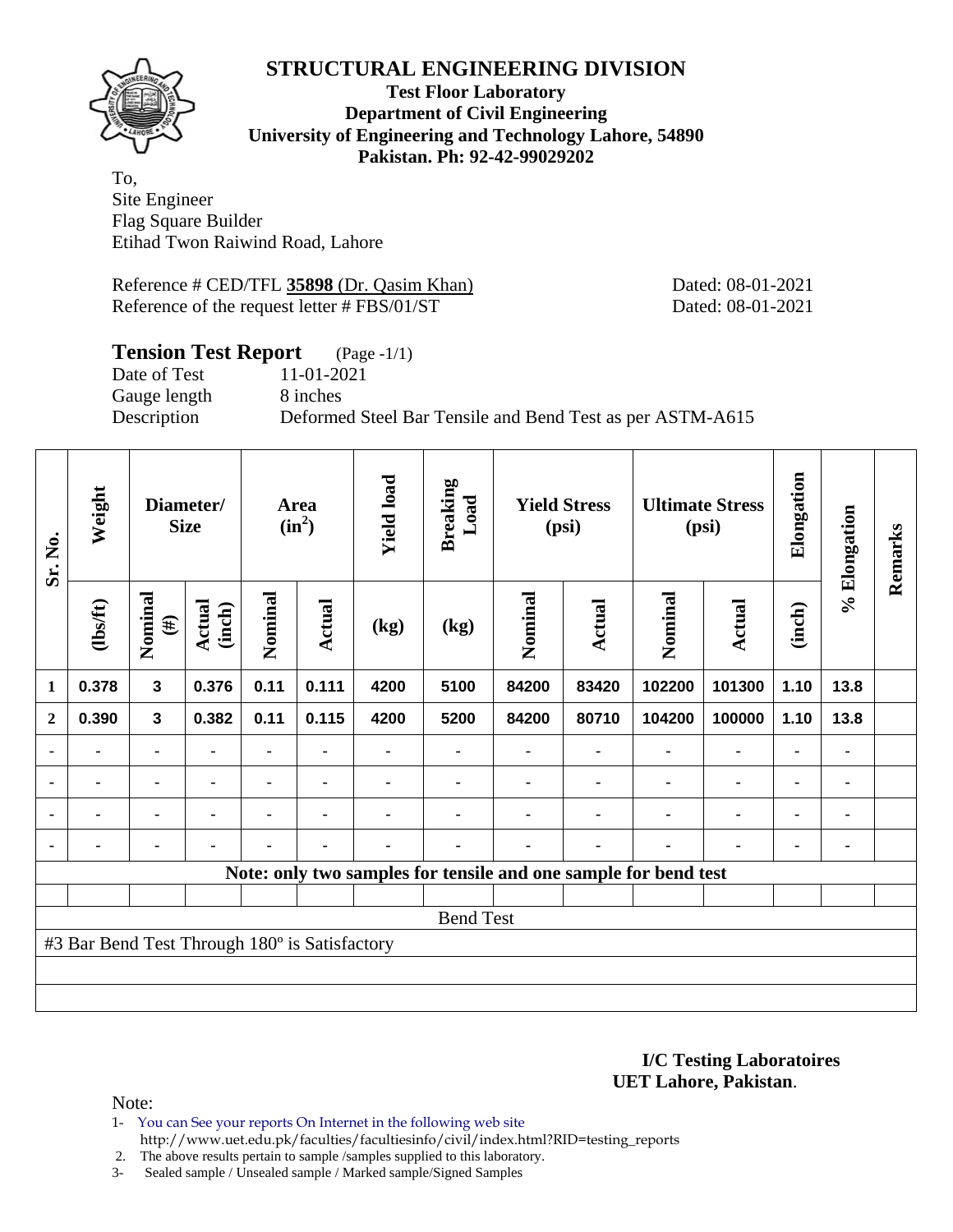# STRUCTURAL ENGINEERING DIVISION

**Test Floor Laboratory**
**Department of Civil Engineering**
**University of Engineering and Technology Lahore, 54890**
**Pakistan. Ph: 92-42-99029202**

To,
Site Engineer
Flag Square Builder
Etihad Twon Raiwind Road, Lahore

Reference # CED/TFL **35898** (Dr. Qasim Khan) Dated: 08-01-2021
Reference of the request letter # FBS/01/ST Dated: 08-01-2021

## Tension Test Report (Page -1/1)

Date of Test 11-01-2021
Gauge length 8 inches
Description Deformed Steel Bar Tensile and Bend Test as per ASTM-A615

| Sr. No. | Weight | Diameter/ Size | | Area ($in^2$) | | Yield load | Breaking Load | Yield Stress (psi) | | Ultimate Stress (psi) | | Elongation | % Elongation | Remarks |
|---|---|---|---|---|---|---|---|---|---|---|---|---|---|---|
| | (lbs/ft) | Nominal (#) | Actual (inch) | Nominal | Actual | (kg) | (kg) | Nominal | Actual | Nominal | Actual | (inch) | | |
| 1 | 0.378 | 3 | 0.376 | 0.11 | 0.111 | 4200 | 5100 | 84200 | 83420 | 102200 | 101300 | 1.10 | 13.8 | |
| 2 | 0.390 | 3 | 0.382 | 0.11 | 0.115 | 4200 | 5200 | 84200 | 80710 | 104200 | 100000 | 1.10 | 13.8 | |
| - | - | - | - | - | - | - | - | - | - | - | - | - | - | |
| - | - | - | - | - | - | - | - | - | - | - | - | - | - | |
| - | - | - | - | - | - | - | - | - | - | - | - | - | - | |
| - | - | - | - | - | - | - | - | - | - | - | - | - | - | |

**Note: only two samples for tensile and one sample for bend test**

Bend Test

#3 Bar Bend Test Through 180º is Satisfactory

**I/C Testing Laboratoires**
**UET Lahore, Pakistan**.

Note:
1- You can See your reports On Internet in the following web site
http://www.uet.edu.pk/faculties/facultiesinfo/civil/index.html?RID=testing_reports
2. The above results pertain to sample /samples supplied to this laboratory.
3- Sealed sample / Unsealed sample / Marked sample/Signed Samples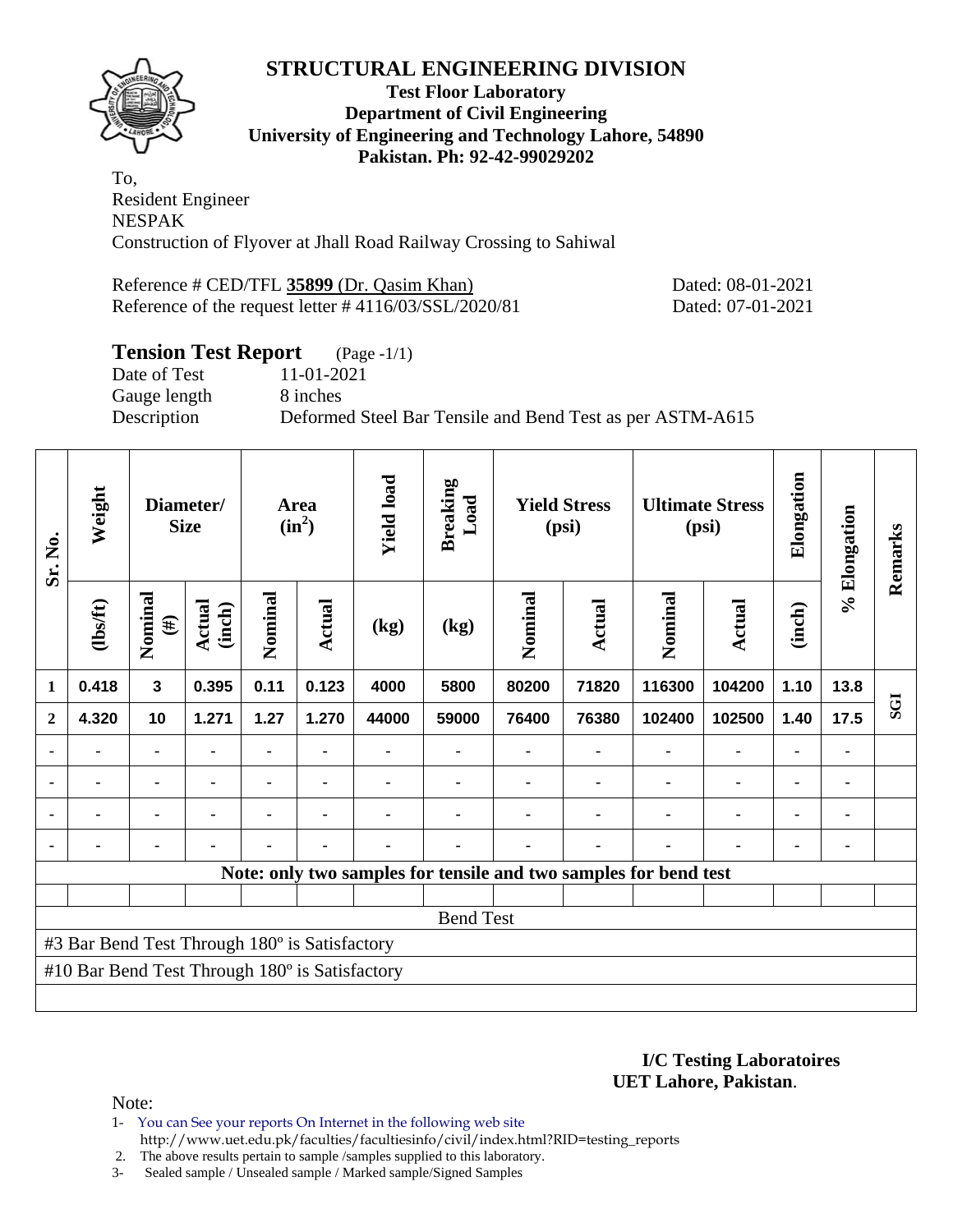# STRUCTURAL ENGINEERING DIVISION

**Test Floor Laboratory**
**Department of Civil Engineering**
**University of Engineering and Technology Lahore, 54890**
**Pakistan. Ph: 92-42-99029202**

To,
Resident Engineer
NESPAK
Construction of Flyover at Jhall Road Railway Crossing to Sahiwal

Reference # CED/TFL **35899** (Dr. Qasim Khan) Dated: 08-01-2021
Reference of the request letter # 4116/03/SSL/2020/81 Dated: 07-01-2021

## Tension Test Report (Page -1/1)

Date of Test 11-01-2021
Gauge length 8 inches
Description Deformed Steel Bar Tensile and Bend Test as per ASTM-A615

| Sr. No. | Weight | Diameter/ Size | | Area ($in^2$) | | Yield load | Breaking Load | Yield Stress (psi) | | Ultimate Stress (psi) | | Elongation | % Elongation | Remarks |
|---|---|---|---|---|---|---|---|---|---|---|---|---|---|---|
| | (lbs/ft) | Nominal (#) | Actual (inch) | Nominal | Actual | (kg) | (kg) | Nominal | Actual | Nominal | Actual | (inch) | | |
| 1 | 0.418 | 3 | 0.395 | 0.11 | 0.123 | 4000 | 5800 | 80200 | 71820 | 116300 | 104200 | 1.10 | 13.8 | SGI |
| 2 | 4.320 | 10 | 1.271 | 1.27 | 1.270 | 44000 | 59000 | 76400 | 76380 | 102400 | 102500 | 1.40 | 17.5 | |
| - | - | - | - | - | - | - | - | - | - | - | - | - | - | |
| - | - | - | - | - | - | - | - | - | - | - | - | - | - | |
| - | - | - | - | - | - | - | - | - | - | - | - | - | - | |
| - | - | - | - | - | - | - | - | - | - | - | - | - | - | |

Note: only two samples for tensile and two samples for bend test

**Bend Test**

#3 Bar Bend Test Through 180º is Satisfactory

#10 Bar Bend Test Through 180º is Satisfactory

**I/C Testing Laboratoires**
**UET Lahore, Pakistan**.

Note:

1- You can See your reports On Internet in the following web site
 http://www.uet.edu.pk/faculties/facultiesinfo/civil/index.html?RID=testing_reports
2. The above results pertain to sample /samples supplied to this laboratory.
3- Sealed sample / Unsealed sample / Marked sample/Signed Samples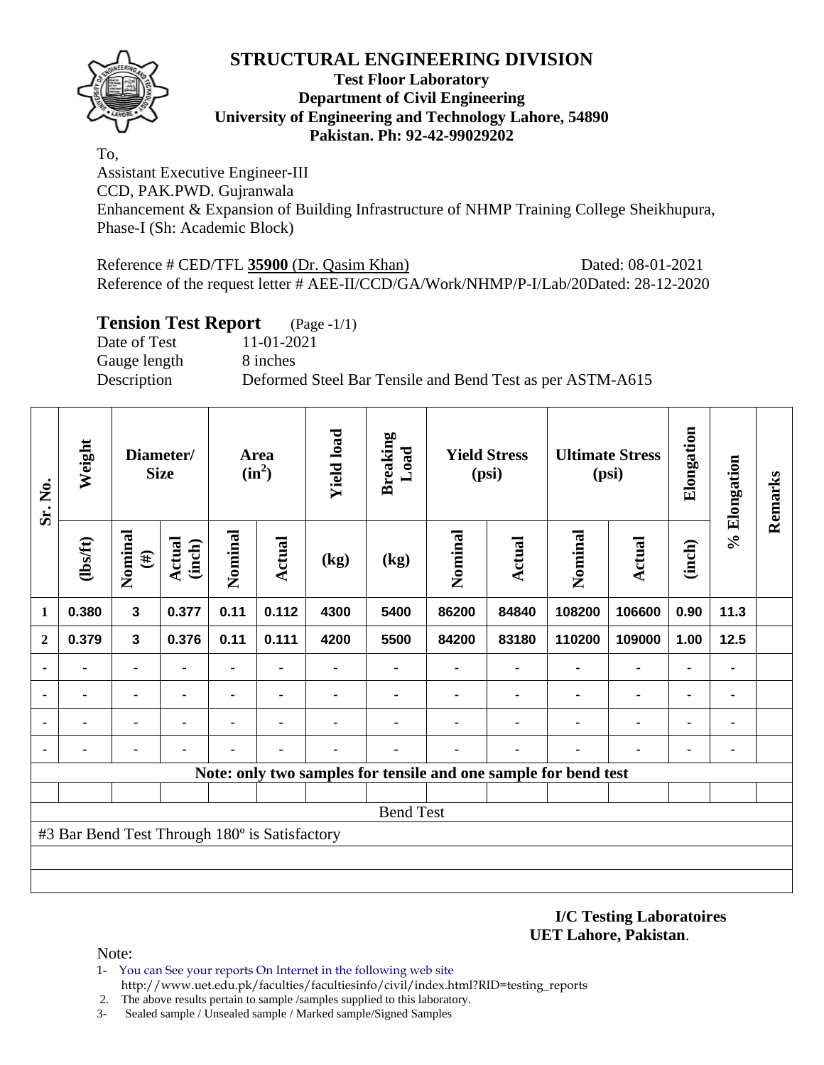# STRUCTURAL ENGINEERING DIVISION

**Test Floor Laboratory**
**Department of Civil Engineering**
**University of Engineering and Technology Lahore, 54890**
**Pakistan. Ph: 92-42-99029202**

To,
Assistant Executive Engineer-III
CCD, PAK.PWD. Gujranwala
Enhancement & Expansion of Building Infrastructure of NHMP Training College Sheikhupura, Phase-I (Sh: Academic Block)

Reference # CED/TFL **35900** (Dr. Qasim Khan) Dated: 08-01-2021
Reference of the request letter # AEE-II/CCD/GA/Work/NHMP/P-I/Lab/20Dated: 28-12-2020

## Tension Test Report (Page -1/1)

Date of Test 11-01-2021
Gauge length 8 inches
Description Deformed Steel Bar Tensile and Bend Test as per ASTM-A615

| Sr. No. | Weight | Diameter/ Size | | Area ($in^2$) | | Yield load | Breaking Load | Yield Stress (psi) | | Ultimate Stress (psi) | | Elongation | % Elongation | Remarks |
|---|---|---|---|---|---|---|---|---|---|---|---|---|---|---|
| | (lbs/ft) | Nominal (#) | Actual (inch) | Nominal | Actual | (kg) | (kg) | Nominal | Actual | Nominal | Actual | (inch) | | |
| 1 | 0.380 | 3 | 0.377 | 0.11 | 0.112 | 4300 | 5400 | 86200 | 84840 | 108200 | 106600 | 0.90 | 11.3 | |
| 2 | 0.379 | 3 | 0.376 | 0.11 | 0.111 | 4200 | 5500 | 84200 | 83180 | 110200 | 109000 | 1.00 | 12.5 | |
| - | - | - | - | - | - | - | - | - | - | - | - | - | - | |
| - | - | - | - | - | - | - | - | - | - | - | - | - | - | |
| - | - | - | - | - | - | - | - | - | - | - | - | - | - | |
| - | - | - | - | - | - | - | - | - | - | - | - | - | - | |
| **Note: only two samples for tensile and one sample for bend test** | | | | | | | | | | | | | | |
| Bend Test | | | | | | | | | | | | | | |
| #3 Bar Bend Test Through 180º is Satisfactory | | | | | | | | | | | | | | |

**I/C Testing Laboratoires**
**UET Lahore, Pakistan**.

Note:
1- You can See your reports On Internet in the following web site
http://www.uet.edu.pk/faculties/facultiesinfo/civil/index.html?RID=testing_reports
2. The above results pertain to sample /samples supplied to this laboratory.
3- Sealed sample / Unsealed sample / Marked sample/Signed Samples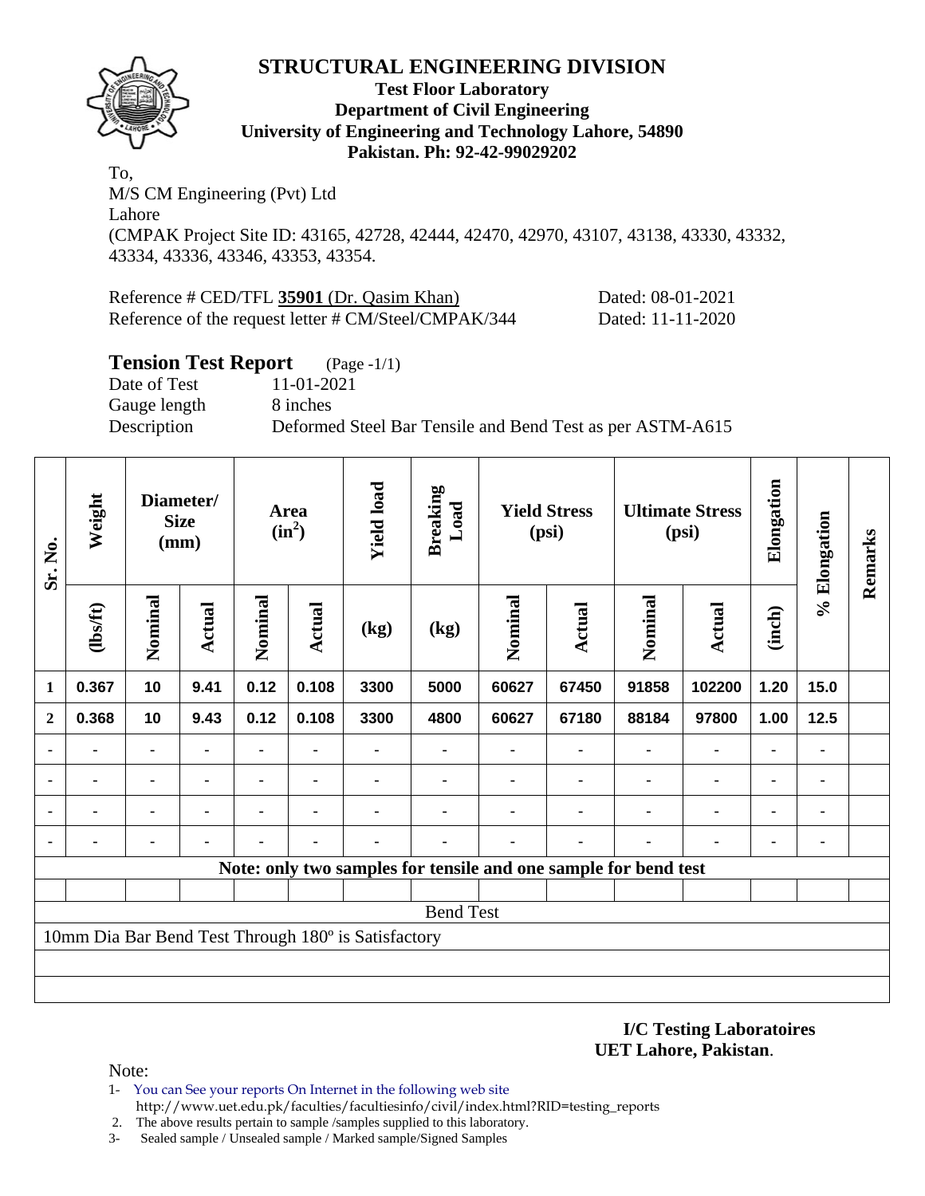# STRUCTURAL ENGINEERING DIVISION

**Test Floor Laboratory**
**Department of Civil Engineering**
**University of Engineering and Technology Lahore, 54890**
**Pakistan. Ph: 92-42-99029202**

To,
M/S CM Engineering (Pvt) Ltd
Lahore
(CMPAK Project Site ID: 43165, 42728, 42444, 42470, 42970, 43107, 43138, 43330, 43332, 43334, 43336, 43346, 43353, 43354.

Reference # CED/TFL **35901** (Dr. Qasim Khan) Dated: 08-01-2021
Reference of the request letter # CM/Steel/CMPAK/344 Dated: 11-11-2020

## Tension Test Report (Page -1/1)

Date of Test 11-01-2021
Gauge length 8 inches
Description Deformed Steel Bar Tensile and Bend Test as per ASTM-A615

| Sr. No. | Weight | Diameter/ Size (mm) | | Area ($in^2$) | | Yield load | Breaking Load | Yield Stress (psi) | | Ultimate Stress (psi) | | Elongation | % Elongation | Remarks |
|---|---|---|---|---|---|---|---|---|---|---|---|---|---|---|
| | (lbs/ft) | Nominal | Actual | Nominal | Actual | (kg) | (kg) | Nominal | Actual | Nominal | Actual | (inch) | | |
| 1 | 0.367 | 10 | 9.41 | 0.12 | 0.108 | 3300 | 5000 | 60627 | 67450 | 91858 | 102200 | 1.20 | 15.0 | |
| 2 | 0.368 | 10 | 9.43 | 0.12 | 0.108 | 3300 | 4800 | 60627 | 67180 | 88184 | 97800 | 1.00 | 12.5 | |
| - | - | - | - | - | - | - | - | - | - | - | - | - | - | |
| - | - | - | - | - | - | - | - | - | - | - | - | - | - | |
| - | - | - | - | - | - | - | - | - | - | - | - | - | - | |
| - | - | - | - | - | - | - | - | - | - | - | - | - | - | |

**Note: only two samples for tensile and one sample for bend test**

Bend Test

10mm Dia Bar Bend Test Through 180º is Satisfactory

**I/C Testing Laboratoires**
**UET Lahore, Pakistan**.

Note:

1- You can See your reports On Internet in the following web site
http://www.uet.edu.pk/faculties/facultiesinfo/civil/index.html?RID=testing_reports
2. The above results pertain to sample /samples supplied to this laboratory.
3- Sealed sample / Unsealed sample / Marked sample/Signed Samples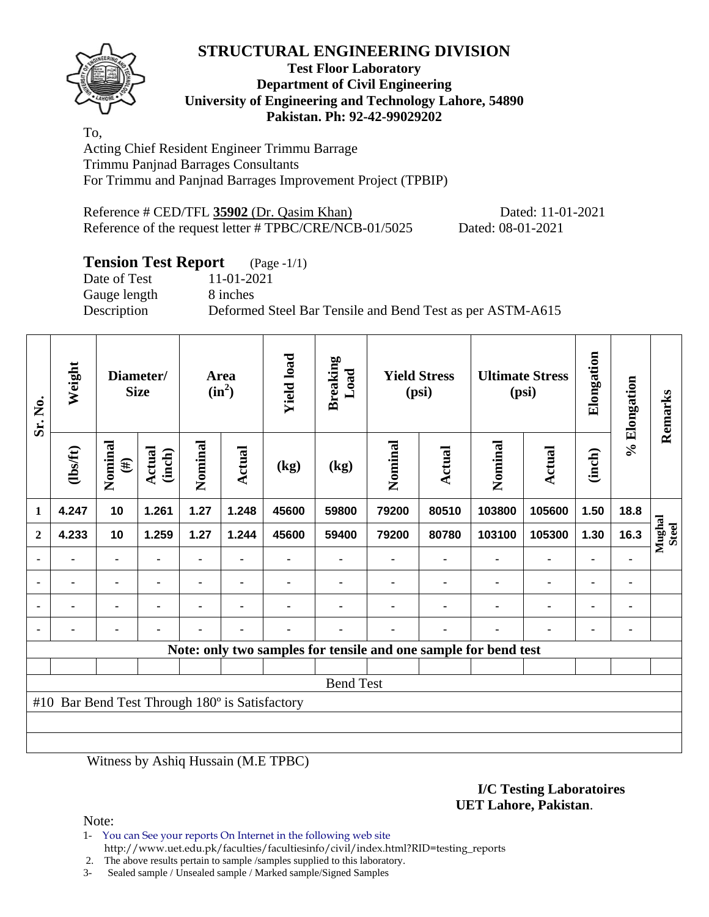# STRUCTURAL ENGINEERING DIVISION

**Test Floor Laboratory**
**Department of Civil Engineering**
**University of Engineering and Technology Lahore, 54890**
**Pakistan. Ph: 92-42-99029202**

To,

Acting Chief Resident Engineer Trimmu Barrage
Trimmu Panjnad Barrages Consultants
For Trimmu and Panjnad Barrages Improvement Project (TPBIP)

Reference # CED/TFL **35902** (Dr. Qasim Khan) Dated: 11-01-2021
Reference of the request letter # TPBC/CRE/NCB-01/5025 Dated: 08-01-2021

## Tension Test Report (Page -1/1)

Date of Test 11-01-2021
Gauge length 8 inches
Description Deformed Steel Bar Tensile and Bend Test as per ASTM-A615

| Sr. No. | Weight | Diameter/ Size | | Area ($in^2$) | | Yield load | Breaking Load | Yield Stress (psi) | | Ultimate Stress (psi) | | Elongation | % Elongation | Remarks |
|---|---|---|---|---|---|---|---|---|---|---|---|---|---|---|
| | (lbs/ft) | Nominal (#) | Actual (inch) | Nominal | Actual | (kg) | (kg) | Nominal | Actual | Nominal | Actual | (inch) | | |
| 1 | 4.247 | 10 | 1.261 | 1.27 | 1.248 | 45600 | 59800 | 79200 | 80510 | 103800 | 105600 | 1.50 | 18.8 | Mughal Steel |
| 2 | 4.233 | 10 | 1.259 | 1.27 | 1.244 | 45600 | 59400 | 79200 | 80780 | 103100 | 105300 | 1.30 | 16.3 | |
| - | - | - | - | - | - | - | - | - | - | - | - | - | - | |
| - | - | - | - | - | - | - | - | - | - | - | - | - | - | |
| - | - | - | - | - | - | - | - | - | - | - | - | - | - | |
| - | - | - | - | - | - | - | - | - | - | - | - | - | - | |

**Note: only two samples for tensile and one sample for bend test**

Bend Test

#10 Bar Bend Test Through 180º is Satisfactory

Witness by Ashiq Hussain (M.E TPBC)

**I/C Testing Laboratoires**
**UET Lahore, Pakistan**.

Note:

1- You can See your reports On Internet in the following web site
http://www.uet.edu.pk/faculties/facultiesinfo/civil/index.html?RID=testing_reports
2. The above results pertain to sample /samples supplied to this laboratory.
3- Sealed sample / Unsealed sample / Marked sample/Signed Samples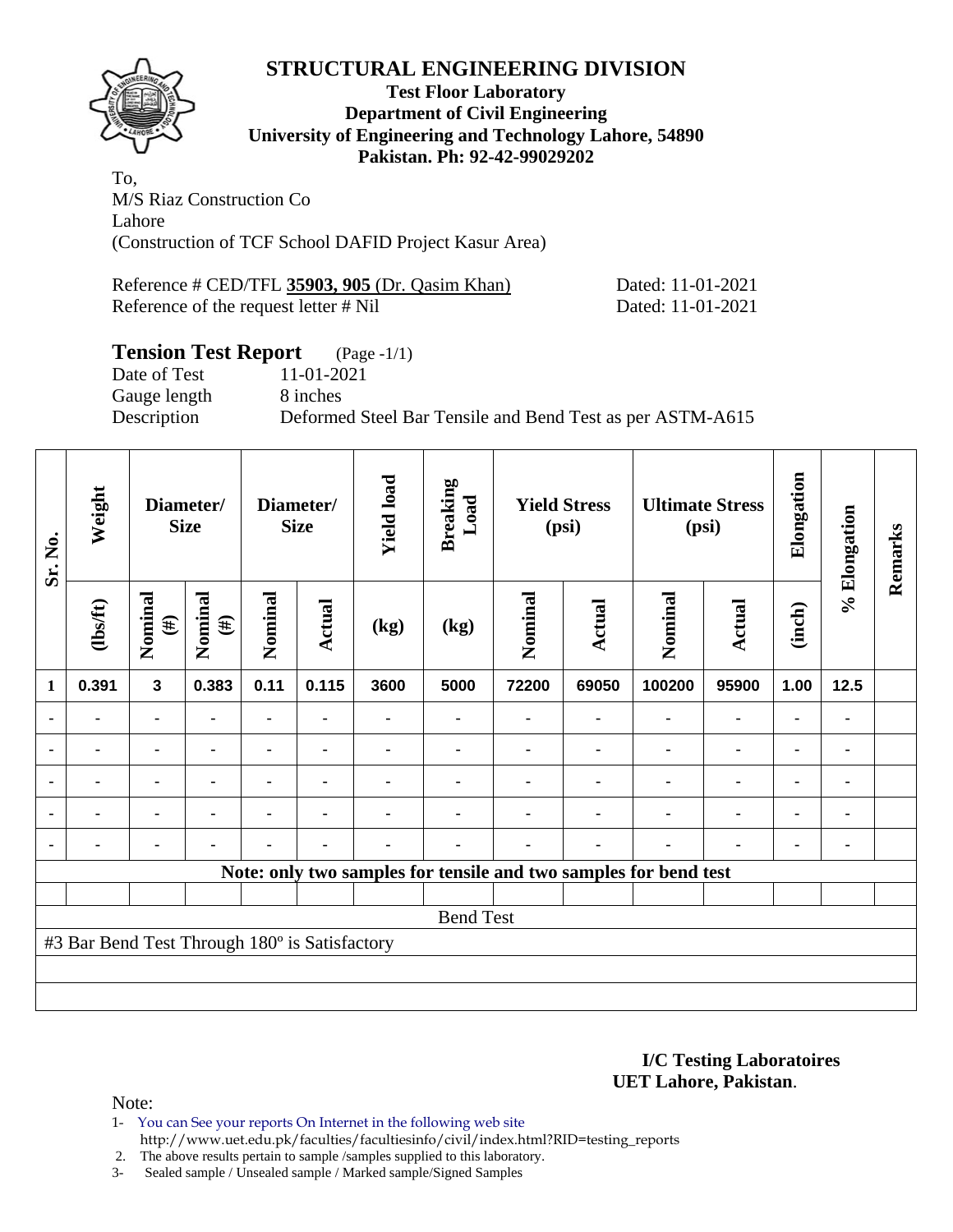# STRUCTURAL ENGINEERING DIVISION

**Test Floor Laboratory**
**Department of Civil Engineering**
**University of Engineering and Technology Lahore, 54890**
**Pakistan. Ph: 92-42-99029202**

To,
M/S Riaz Construction Co
Lahore
(Construction of TCF School DAFID Project Kasur Area)

Reference # CED/TFL **35903, 905** (Dr. Qasim Khan) Dated: 11-01-2021
Reference of the request letter # Nil Dated: 11-01-2021

## Tension Test Report (Page -1/1)

Date of Test 11-01-2021
Gauge length 8 inches
Description Deformed Steel Bar Tensile and Bend Test as per ASTM-A615

| Sr. No. | Weight | Diameter/ Size | | Diameter/ Size | | Yield load | Breaking Load | Yield Stress (psi) | | Ultimate Stress (psi) | | Elongation | % Elongation | Remarks |
|---|---|---|---|---|---|---|---|---|---|---|---|---|---|---|
| | (lbs/ft) | Nominal (#) | Nominal (#) | Nominal | Actual | (kg) | (kg) | Nominal | Actual | Nominal | Actual | (inch) | | |
| 1 | 0.391 | 3 | 0.383 | 0.11 | 0.115 | 3600 | 5000 | 72200 | 69050 | 100200 | 95900 | 1.00 | 12.5 | |
| - | - | - | - | - | - | - | - | - | - | - | - | - | - | |
| - | - | - | - | - | - | - | - | - | - | - | - | - | - | |
| - | - | - | - | - | - | - | - | - | - | - | - | - | - | |
| - | - | - | - | - | - | - | - | - | - | - | - | - | - | |
| - | - | - | - | - | - | - | - | - | - | - | - | - | - | |
| **Note: only two samples for tensile and two samples for bend test** | | | | | | | | | | | | | | |
| | | | | | | | | | | | | | | |
| Bend Test | | | | | | | | | | | | | | |
| #3 Bar Bend Test Through 180º is Satisfactory | | | | | | | | | | | | | | |

**I/C Testing Laboratoires**
**UET Lahore, Pakistan**.

Note:
1- You can See your reports On Internet in the following web site
http://www.uet.edu.pk/faculties/facultiesinfo/civil/index.html?RID=testing_reports
2. The above results pertain to sample /samples supplied to this laboratory.
3- Sealed sample / Unsealed sample / Marked sample/Signed Samples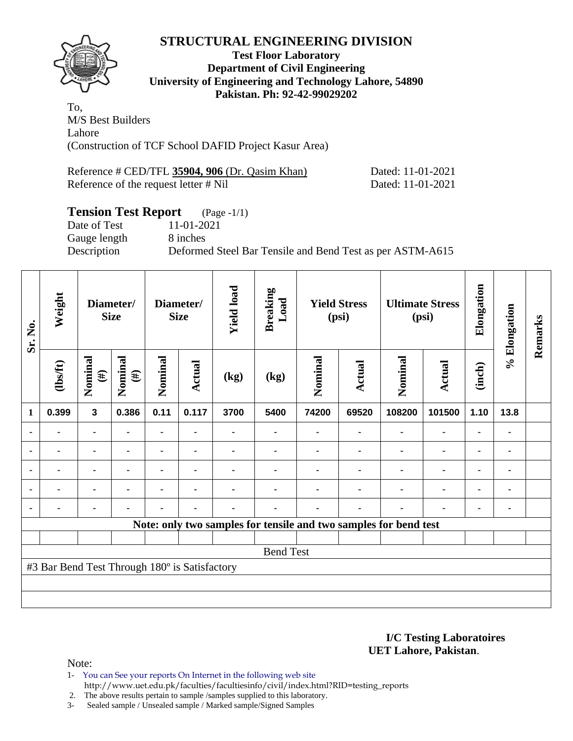# STRUCTURAL ENGINEERING DIVISION

**Test Floor Laboratory**
**Department of Civil Engineering**
**University of Engineering and Technology Lahore, 54890**
**Pakistan. Ph: 92-42-99029202**

To,
M/S Best Builders
Lahore
(Construction of TCF School DAFID Project Kasur Area)

Reference # CED/TFL **35904, 906** (Dr. Qasim Khan) Dated: 11-01-2021
Reference of the request letter # Nil Dated: 11-01-2021

## Tension Test Report (Page -1/1)

Date of Test 11-01-2021
Gauge length 8 inches
Description Deformed Steel Bar Tensile and Bend Test as per ASTM-A615

| Sr. No. | Weight | Diameter/ Size | | Diameter/ Size | | Yield load | Breaking Load | Yield Stress (psi) | | Ultimate Stress (psi) | | Elongation | % Elongation | Remarks |
|---|---|---|---|---|---|---|---|---|---|---|---|---|---|---|
| | (lbs/ft) | Nominal (#) | Nominal (#) | Nominal | Actual | (kg) | (kg) | Nominal | Actual | Nominal | Actual | (inch) | | |
| 1 | 0.399 | 3 | 0.386 | 0.11 | 0.117 | 3700 | 5400 | 74200 | 69520 | 108200 | 101500 | 1.10 | 13.8 | |
| - | - | - | - | - | - | - | - | - | - | - | - | - | - | |
| - | - | - | - | - | - | - | - | - | - | - | - | - | - | |
| - | - | - | - | - | - | - | - | - | - | - | - | - | - | |
| - | - | - | - | - | - | - | - | - | - | - | - | - | - | |
| - | - | - | - | - | - | - | - | - | - | - | - | - | - | |
| Note: only two samples for tensile and two samples for bend test | | | | | | | | | | | | | | |
| Bend Test | | | | | | | | | | | | | | |
| #3 Bar Bend Test Through 180º is Satisfactory | | | | | | | | | | | | | | |

**I/C Testing Laboratoires**
**UET Lahore, Pakistan**.

Note:
1- You can See your reports On Internet in the following web site
http://www.uet.edu.pk/faculties/facultiesinfo/civil/index.html?RID=testing_reports
2. The above results pertain to sample /samples supplied to this laboratory.
3- Sealed sample / Unsealed sample / Marked sample/Signed Samples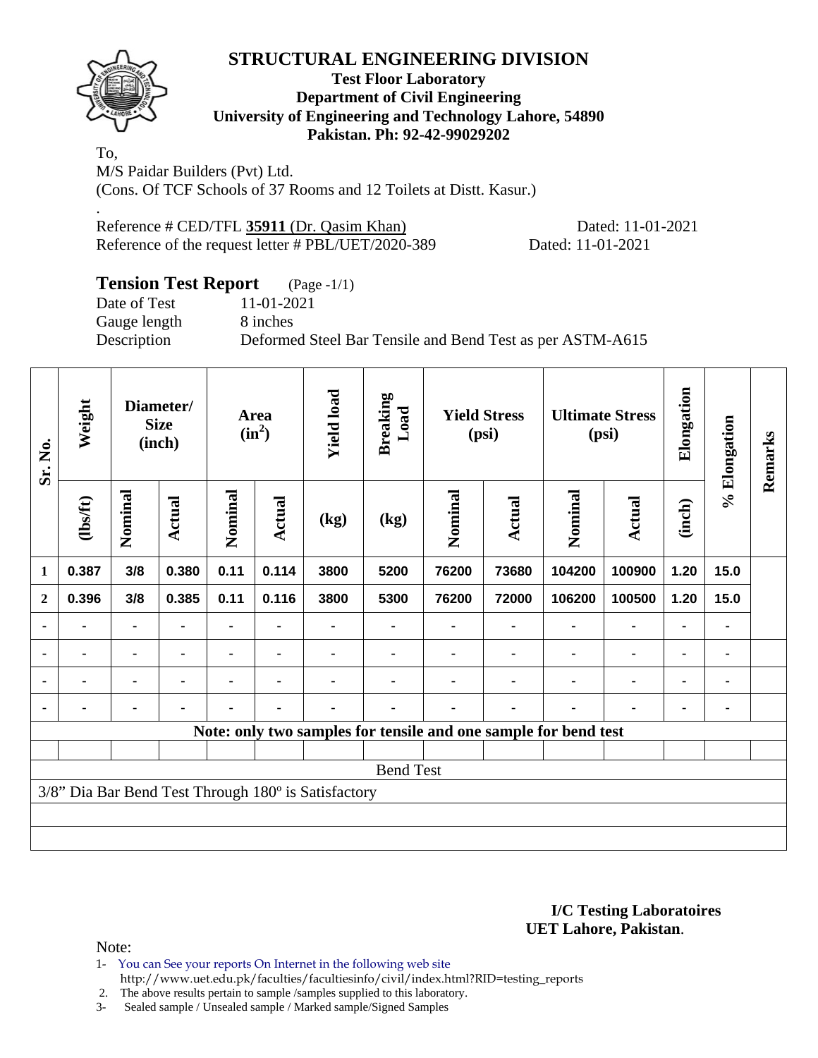# STRUCTURAL ENGINEERING DIVISION

**Test Floor Laboratory**
**Department of Civil Engineering**
**University of Engineering and Technology Lahore, 54890**
**Pakistan. Ph: 92-42-99029202**

To,
M/S Paidar Builders (Pvt) Ltd.
(Cons. Of TCF Schools of 37 Rooms and 12 Toilets at Distt. Kasur.)
.
Reference # CED/TFL **35911** (Dr. Qasim Khan) Dated: 11-01-2021
Reference of the request letter # PBL/UET/2020-389 Dated: 11-01-2021

## Tension Test Report (Page -1/1)

Date of Test 11-01-2021
Gauge length 8 inches
Description Deformed Steel Bar Tensile and Bend Test as per ASTM-A615

| Sr. No. | Weight | Diameter/ Size (inch) | | Area ($in^2$) | | Yield load | Breaking Load | Yield Stress (psi) | | Ultimate Stress (psi) | | Elongation | % Elongation | Remarks |
|---|---|---|---|---|---|---|---|---|---|---|---|---|---|---|
| | (lbs/ft) | Nominal | Actual | Nominal | Actual | (kg) | (kg) | Nominal | Actual | Nominal | Actual | (inch) | | |
| 1 | 0.387 | 3/8 | 0.380 | 0.11 | 0.114 | 3800 | 5200 | 76200 | 73680 | 104200 | 100900 | 1.20 | 15.0 | |
| 2 | 0.396 | 3/8 | 0.385 | 0.11 | 0.116 | 3800 | 5300 | 76200 | 72000 | 106200 | 100500 | 1.20 | 15.0 | |
| - | - | - | - | - | - | - | - | - | - | - | - | - | - | |
| - | - | - | - | - | - | - | - | - | - | - | - | - | - | |
| - | - | - | - | - | - | - | - | - | - | - | - | - | - | |
| - | - | - | - | - | - | - | - | - | - | - | - | - | - | |
| Note: only two samples for tensile and one sample for bend test | | | | | | | | | | | | | | |
| Bend Test | | | | | | | | | | | | | | |
| 3/8" Dia Bar Bend Test Through 180º is Satisfactory | | | | | | | | | | | | | | |

**I/C Testing Laboratoires**
**UET Lahore, Pakistan**.

Note:
1- You can See your reports On Internet in the following web site
http://www.uet.edu.pk/faculties/facultiesinfo/civil/index.html?RID=testing_reports
2. The above results pertain to sample /samples supplied to this laboratory.
3- Sealed sample / Unsealed sample / Marked sample/Signed Samples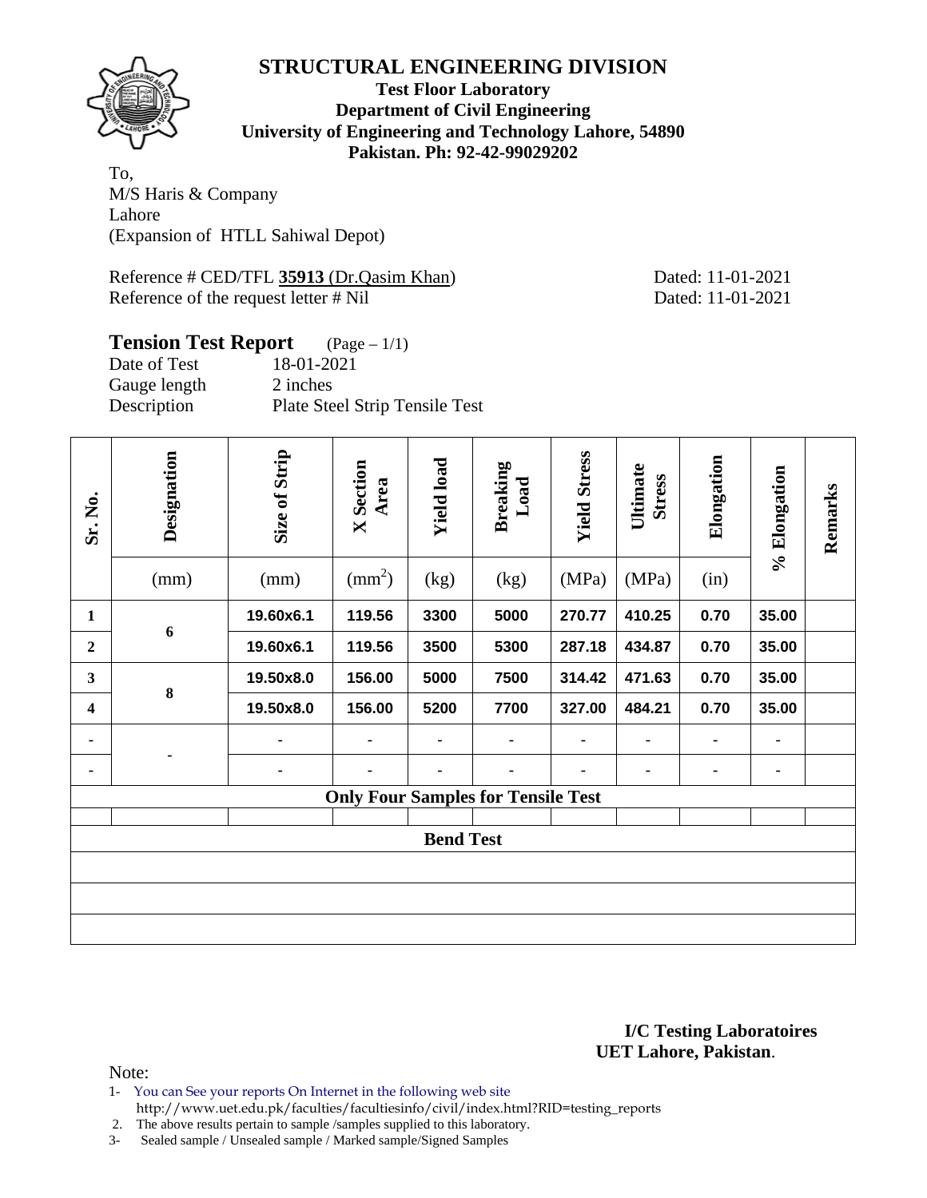# STRUCTURAL ENGINEERING DIVISION

**Test Floor Laboratory**
**Department of Civil Engineering**
**University of Engineering and Technology Lahore, 54890**
**Pakistan. Ph: 92-42-99029202**

To,
M/S Haris & Company
Lahore
(Expansion of HTLL Sahiwal Depot)

Reference # CED/TFL **35913** (Dr.Qasim Khan) Dated: 11-01-2021
Reference of the request letter # Nil Dated: 11-01-2021

## Tension Test Report (Page – 1/1)

Date of Test 18-01-2021
Gauge length 2 inches
Description Plate Steel Strip Tensile Test

| Sr. No. | Designation | Size of Strip | X Section Area | Yield load | Breaking Load | Yield Stress | Ultimate Stress | Elongation | % Elongation | Remarks |
|---|---|---|---|---|---|---|---|---|---|---|
| | (mm) | (mm) | (mm$^2$) | (kg) | (kg) | (MPa) | (MPa) | (in) | | |
| **1** | **6** | **19.60x6.1** | **119.56** | **3300** | **5000** | **270.77** | **410.25** | **0.70** | **35.00** | |
| **2** | | **19.60x6.1** | **119.56** | **3500** | **5300** | **287.18** | **434.87** | **0.70** | **35.00** | |
| **3** | **8** | **19.50x8.0** | **156.00** | **5000** | **7500** | **314.42** | **471.63** | **0.70** | **35.00** | |
| **4** | | **19.50x8.0** | **156.00** | **5200** | **7700** | **327.00** | **484.21** | **0.70** | **35.00** | |
| - | - | - | - | - | - | - | - | - | - | |
| - | | - | - | - | - | - | - | - | - | |
| **Only Four Samples for Tensile Test** | | | | | | | | | | |
| | | | | | | | | | | |
| **Bend Test** | | | | | | | | | | |
| | | | | | | | | | | |
| | | | | | | | | | | |
| | | | | | | | | | | |

**I/C Testing Laboratoires**
**UET Lahore, Pakistan**.

Note:

1- You can See your reports On Internet in the following web site
http://www.uet.edu.pk/faculties/facultiesinfo/civil/index.html?RID=testing_reports
2. The above results pertain to sample /samples supplied to this laboratory.
3- Sealed sample / Unsealed sample / Marked sample/Signed Samples